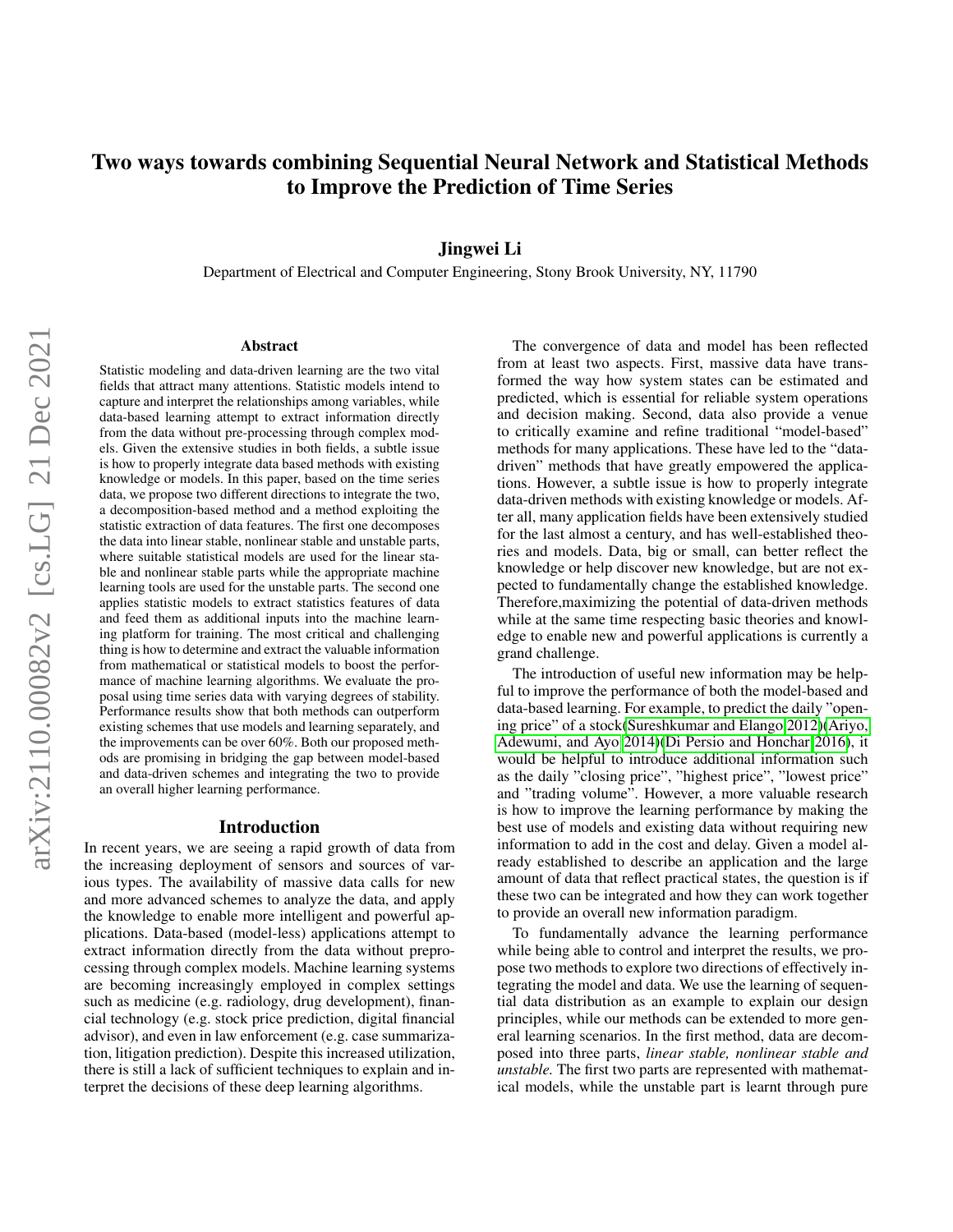# Two ways towards combining Sequential Neural Network and Statistical Methods to Improve the Prediction of Time Series

**Jingwei Li**

Department of Electrical and Computer Engineering, Stony Brook University, NY, 11790

## Abstract

Statistic modeling and data-driven learning are the two vital fields that attract many attentions. Statistic models intend to capture and interpret the relationships among variables, while data-based learning attempt to extract information directly from the data without pre-processing through complex models. Given the extensive studies in both fields, a subtle issue is how to properly integrate data based methods with existing knowledge or models. In this paper, based on the time series data, we propose two different directions to integrate the two, a decomposition-based method and a method exploiting the statistic extraction of data features. The first one decomposes the data into linear stable, nonlinear stable and unstable parts, where suitable statistical models are used for the linear stable and nonlinear stable parts while the appropriate machine learning tools are used for the unstable parts. The second one applies statistic models to extract statistics features of data and feed them as additional inputs into the machine learning platform for training. The most critical and challenging thing is how to determine and extract the valuable information from mathematical or statistical models to boost the performance of machine learning algorithms. We evaluate the proposal using time series data with varying degrees of stability. Performance results show that both methods can outperform existing schemes that use models and learning separately, and the improvements can be over 60%. Both our proposed methods are promising in bridging the gap between model-based and data-driven schemes and integrating the two to provide an overall higher learning performance.

## Introduction

In recent years, we are seeing a rapid growth of data from the increasing deployment of sensors and sources of various types. The availability of massive data calls for new and more advanced schemes to analyze the data, and apply the knowledge to enable more intelligent and powerful applications. Data-based (model-less) applications attempt to extract information directly from the data without preprocessing through complex models. Machine learning systems are becoming increasingly employed in complex settings such as medicine (e.g. radiology, drug development), financial technology (e.g. stock price prediction, digital financial advisor), and even in law enforcement (e.g. case summarization, litigation prediction). Despite this increased utilization, there is still a lack of sufficient techniques to explain and interpret the decisions of these deep learning algorithms.

The convergence of data and model has been reflected from at least two aspects. First, massive data have transformed the way how system states can be estimated and predicted, which is essential for reliable system operations and decision making. Second, data also provide a venue to critically examine and refine traditional "model-based" methods for many applications. These have led to the "data-driven" methods that have greatly empowered the applications. However, a subtle issue is how to properly integrate data-driven methods with existing knowledge or models. After all, many application fields have been extensively studied for the last almost a century, and has well-established theories and models. Data, big or small, can better reflect the knowledge or help discover new knowledge, but are not expected to fundamentally change the established knowledge. Therefore,maximizing the potential of data-driven methods while at the same time respecting basic theories and knowledge to enable new and powerful applications is currently a grand challenge.

The introduction of useful new information may be helpful to improve the performance of both the model-based and data-based learning. For example, to predict the daily "opening price" of a stock(Sureshkumar and Elango 2012)(Ariyo, Adewumi, and Ayo 2014)(Di Persio and Honchar 2016), it would be helpful to introduce additional information such as the daily "closing price", "highest price", "lowest price" and "trading volume". However, a more valuable research is how to improve the learning performance by making the best use of models and existing data without requiring new information to add in the cost and delay. Given a model already established to describe an application and the large amount of data that reflect practical states, the question is if these two can be integrated and how they can work together to provide an overall new information paradigm.

To fundamentally advance the learning performance while being able to control and interpret the results, we propose two methods to explore two directions of effectively integrating the model and data. We use the learning of sequential data distribution as an example to explain our design principles, while our methods can be extended to more general learning scenarios. In the first method, data are decomposed into three parts, *linear stable, nonlinear stable and unstable.* The first two parts are represented with mathematical models, while the unstable part is learnt through pure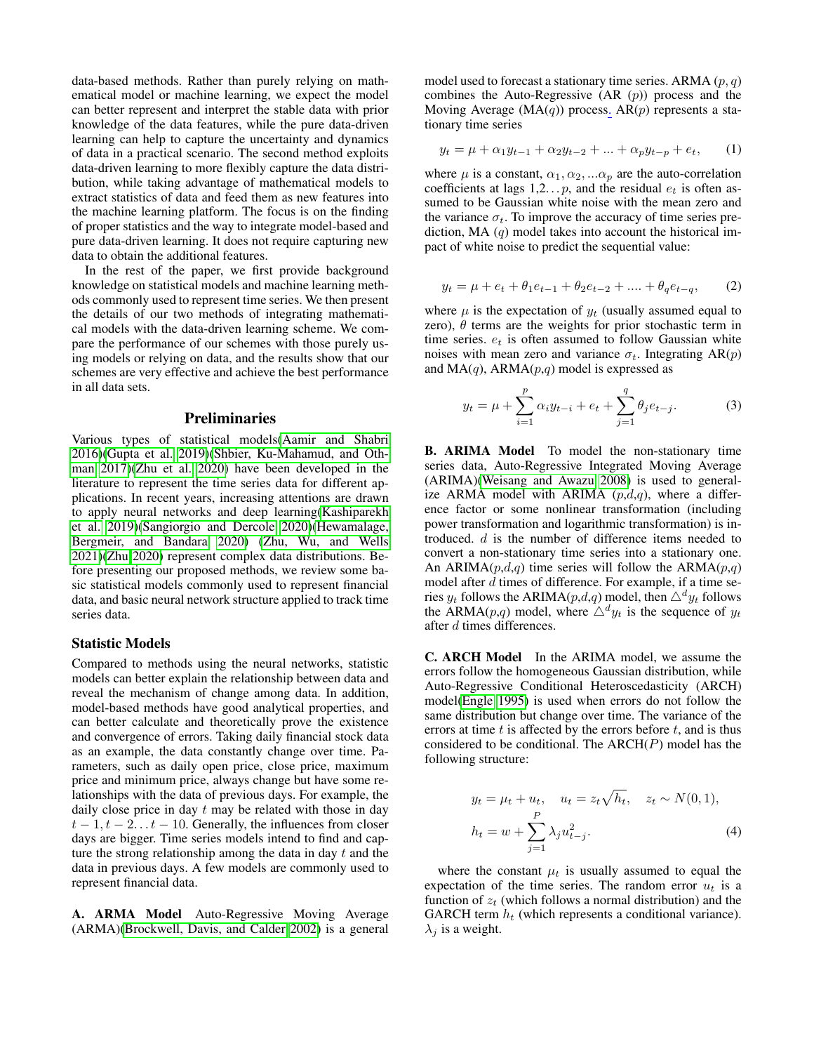data-based methods. Rather than purely relying on mathematical model or machine learning, we expect the model can better represent and interpret the stable data with prior knowledge of the data features, while the pure data-driven learning can help to capture the uncertainty and dynamics of data in a practical scenario. The second method exploits data-driven learning to more flexibly capture the data distribution, while taking advantage of mathematical models to extract statistics of data and feed them as new features into the machine learning platform. The focus is on the finding of proper statistics and the way to integrate model-based and pure data-driven learning. It does not require capturing new data to obtain the additional features.

In the rest of the paper, we first provide background knowledge on statistical models and machine learning methods commonly used to represent time series. We then present the details of our two methods of integrating mathematical models with the data-driven learning scheme. We compare the performance of our schemes with those purely using models or relying on data, and the results show that our schemes are very effective and achieve the best performance in all data sets.

## Preliminaries

Various types of statistical models(Aamir and Shabri 2016)(Gupta et al. 2019)(Shbier, Ku-Mahamud, and Othman 2017)(Zhu et al. 2020) have been developed in the literature to represent the time series data for different applications. In recent years, increasing attentions are drawn to apply neural networks and deep learning(Kashiparekh et al. 2019)(Sangiorgio and Dercole 2020)(Hewamalage, Bergmeir, and Bandara 2020) (Zhu, Wu, and Wells 2021)(Zhu 2020) represent complex data distributions. Before presenting our proposed methods, we review some basic statistical models commonly used to represent financial data, and basic neural network structure applied to track time series data.

### Statistic Models

Compared to methods using the neural networks, statistic models can better explain the relationship between data and reveal the mechanism of change among data. In addition, model-based methods have good analytical properties, and can better calculate and theoretically prove the existence and convergence of errors. Taking daily financial stock data as an example, the data constantly change over time. Parameters, such as daily open price, close price, maximum price and minimum price, always change but have some relationships with the data of previous days. For example, the daily close price in day $t$ may be related with those in day $t-1, t-2 \ldots t-10$. Generally, the influences from closer days are bigger. Time series models intend to find and capture the strong relationship among the data in day $t$ and the data in previous days. A few models are commonly used to represent financial data.

**A. ARMA Model** Auto-Regressive Moving Average (ARMA)(Brockwell, Davis, and Calder 2002) is a general model used to forecast a stationary time series. ARMA $(p, q)$ combines the Auto-Regressive (AR $(p)$) process and the Moving Average (MA$(q)$) process. AR$(p)$ represents a stationary time series

$$y_t = \mu + \alpha_1 y_{t-1} + \alpha_2 y_{t-2} + ... + \alpha_p y_{t-p} + e_t, \qquad (1)$$

where $\mu$ is a constant, $\alpha_1, \alpha_2, ...\alpha_p$ are the auto-correlation coefficients at lags $1,2 \ldots p$, and the residual $e_t$ is often assumed to be Gaussian white noise with the mean zero and the variance $\sigma_t$. To improve the accuracy of time series prediction, MA $(q)$ model takes into account the historical impact of white noise to predict the sequential value:

$$y_t = \mu + e_t + \theta_1 e_{t-1} + \theta_2 e_{t-2} + .... + \theta_q e_{t-q}, \qquad (2)$$

where $\mu$ is the expectation of $y_t$ (usually assumed equal to zero), $\theta$ terms are the weights for prior stochastic term in time series. $e_t$ is often assumed to follow Gaussian white noises with mean zero and variance $\sigma_t$. Integrating AR$(p)$ and MA$(q)$, ARMA$(p,q)$ model is expressed as

$$y_t = \mu + \sum_{i=1}^{p} \alpha_i y_{t-i} + e_t + \sum_{j=1}^{q} \theta_j e_{t-j}. \qquad (3)$$

**B. ARIMA Model** To model the non-stationary time series data, Auto-Regressive Integrated Moving Average (ARIMA)(Weisang and Awazu 2008) is used to generalize ARMA model with ARIMA $(p,d,q)$, where a difference factor or some nonlinear transformation (including power transformation and logarithmic transformation) is introduced. $d$ is the number of difference items needed to convert a non-stationary time series into a stationary one. An ARIMA$(p,d,q)$ time series will follow the ARMA$(p,q)$ model after $d$ times of difference. For example, if a time series $y_t$ follows the ARIMA$(p,d,q)$ model, then $\triangle^d y_t$ follows the ARMA$(p,q)$ model, where $\triangle^d y_t$ is the sequence of $y_t$ after $d$ times differences.

**C. ARCH Model** In the ARIMA model, we assume the errors follow the homogeneous Gaussian distribution, while Auto-Regressive Conditional Heteroscedasticity (ARCH) model(Engle 1995) is used when errors do not follow the same distribution but change over time. The variance of the errors at time $t$ is affected by the errors before $t$, and is thus considered to be conditional. The ARCH$(P)$ model has the following structure:

$$\begin{aligned} y_t &= \mu_t + u_t, \quad u_t = z_t \sqrt{h_t}, \quad z_t \sim N(0,1), \\ h_t &= w + \sum_{j=1}^{P} \lambda_j u_{t-j}^2. \end{aligned} \qquad (4)$$

where the constant $\mu_t$ is usually assumed to equal the expectation of the time series. The random error $u_t$ is a function of $z_t$ (which follows a normal distribution) and the GARCH term $h_t$ (which represents a conditional variance). $\lambda_j$ is a weight.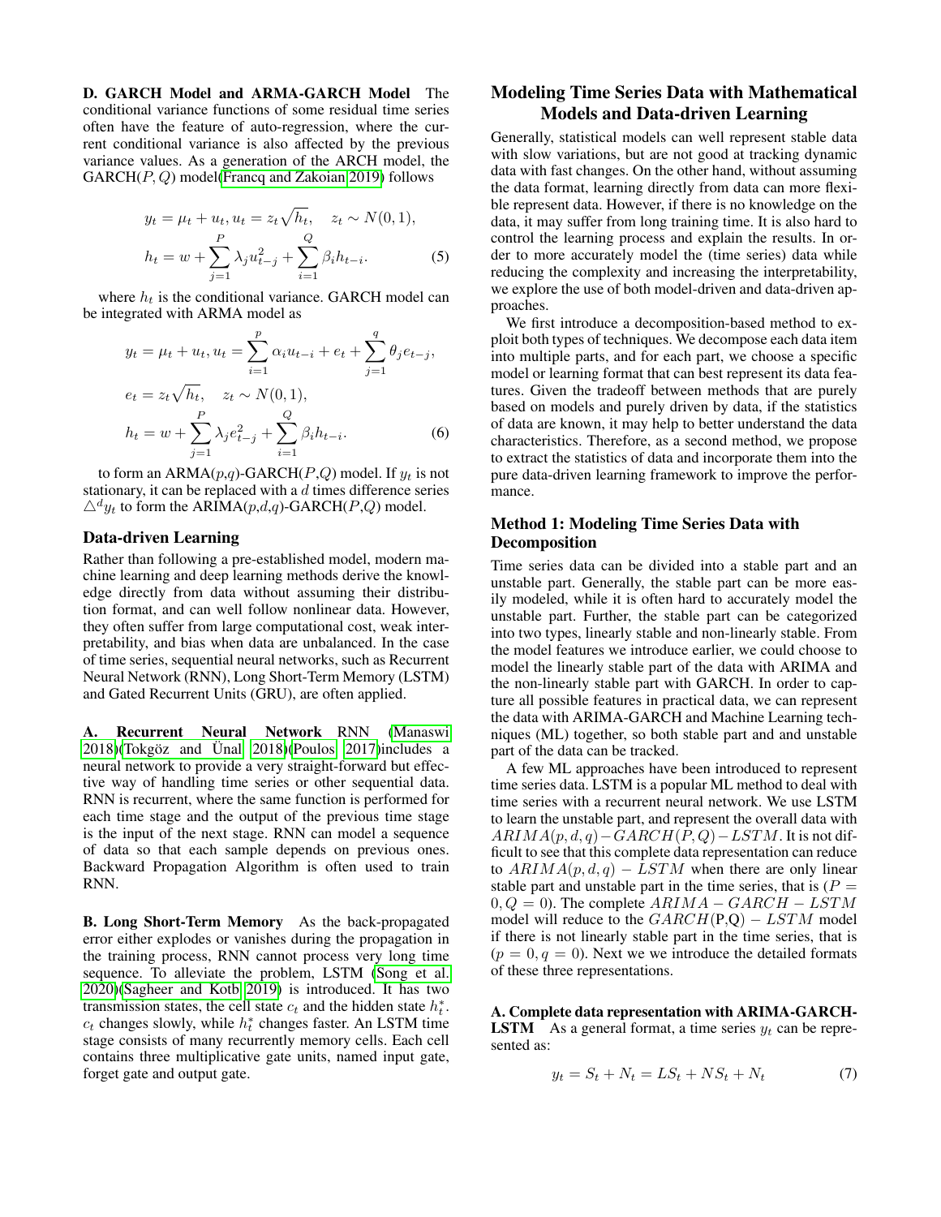**D. GARCH Model and ARMA-GARCH Model** The conditional variance functions of some residual time series often have the feature of auto-regression, where the current conditional variance is also affected by the previous variance values. As a generation of the ARCH model, the GARCH($P, Q$) model(Francq and Zakoian 2019) follows

$$
\begin{aligned}
y_t &= \mu_t + u_t, u_t = z_t\sqrt{h_t}, \quad z_t \sim N(0,1), \\
h_t &= w + \sum_{j=1}^{P} \lambda_j u_{t-j}^2 + \sum_{i=1}^{Q} \beta_i h_{t-i}.
\end{aligned} \tag{5}
$$

where $h_t$ is the conditional variance. GARCH model can be integrated with ARMA model as

$$
\begin{aligned}
y_t &= \mu_t + u_t, u_t = \sum_{i=1}^{p} \alpha_i u_{t-i} + e_t + \sum_{j=1}^{q} \theta_j e_{t-j}, \\
e_t &= z_t\sqrt{h_t}, \quad z_t \sim N(0,1), \\
h_t &= w + \sum_{j=1}^{P} \lambda_j e_{t-j}^2 + \sum_{i=1}^{Q} \beta_i h_{t-i}.
\end{aligned} \tag{6}
$$

to form an ARMA($p$,$q$)-GARCH($P$,$Q$) model. If $y_t$ is not stationary, it can be replaced with a $d$ times difference series $\triangle^d y_t$ to form the ARIMA($p$,$d$,$q$)-GARCH($P$,$Q$) model.

## Data-driven Learning

Rather than following a pre-established model, modern machine learning and deep learning methods derive the knowledge directly from data without assuming their distribution format, and can well follow nonlinear data. However, they often suffer from large computational cost, weak interpretability, and bias when data are unbalanced. In the case of time series, sequential neural networks, such as Recurrent Neural Network (RNN), Long Short-Term Memory (LSTM) and Gated Recurrent Units (GRU), are often applied.

**A. Recurrent Neural Network** RNN (Manaswi 2018)(Tokgöz and Ünal 2018)(Poulos 2017)includes a neural network to provide a very straight-forward but effective way of handling time series or other sequential data. RNN is recurrent, where the same function is performed for each time stage and the output of the previous time stage is the input of the next stage. RNN can model a sequence of data so that each sample depends on previous ones. Backward Propagation Algorithm is often used to train RNN.

**B. Long Short-Term Memory** As the back-propagated error either explodes or vanishes during the propagation in the training process, RNN cannot process very long time sequence. To alleviate the problem, LSTM (Song et al. 2020)(Sagheer and Kotb 2019) is introduced. It has two transmission states, the cell state $c_t$ and the hidden state $h_t^*$. $c_t$ changes slowly, while $h_t^*$ changes faster. An LSTM time stage consists of many recurrently memory cells. Each cell contains three multiplicative gate units, named input gate, forget gate and output gate.

# Modeling Time Series Data with Mathematical Models and Data-driven Learning

Generally, statistical models can well represent stable data with slow variations, but are not good at tracking dynamic data with fast changes. On the other hand, without assuming the data format, learning directly from data can more flexible represent data. However, if there is no knowledge on the data, it may suffer from long training time. It is also hard to control the learning process and explain the results. In order to more accurately model the (time series) data while reducing the complexity and increasing the interpretability, we explore the use of both model-driven and data-driven approaches.

We first introduce a decomposition-based method to exploit both types of techniques. We decompose each data item into multiple parts, and for each part, we choose a specific model or learning format that can best represent its data features. Given the tradeoff between methods that are purely based on models and purely driven by data, if the statistics of data are known, it may help to better understand the data characteristics. Therefore, as a second method, we propose to extract the statistics of data and incorporate them into the pure data-driven learning framework to improve the performance.

## Method 1: Modeling Time Series Data with Decomposition

Time series data can be divided into a stable part and an unstable part. Generally, the stable part can be more easily modeled, while it is often hard to accurately model the unstable part. Further, the stable part can be categorized into two types, linearly stable and non-linearly stable. From the model features we introduce earlier, we could choose to model the linearly stable part of the data with ARIMA and the non-linearly stable part with GARCH. In order to capture all possible features in practical data, we can represent the data with ARIMA-GARCH and Machine Learning techniques (ML) together, so both stable part and unstable part of the data can be tracked.

A few ML approaches have been introduced to represent time series data. LSTM is a popular ML method to deal with time series with a recurrent neural network. We use LSTM to learn the unstable part, and represent the overall data with $ARIMA(p,d,q)-GARCH(P,Q)-LSTM$. It is not difficult to see that this complete data representation can reduce to $ARIMA(p,d,q)-LSTM$ when there are only linear stable part and unstable part in the time series, that is ($P = 0, Q = 0$). The complete $ARIMA-GARCH-LSTM$ model will reduce to the $GARCH$(P,Q)$-LSTM$ model if there is not linearly stable part in the time series, that is ($p = 0, q = 0$). Next we we introduce the detailed formats of these three representations.

**A. Complete data representation with ARIMA-GARCH-LSTM** As a general format, a time series $y_t$ can be represented as:

$$
y_t = S_t + N_t = LS_t + NS_t + N_t \tag{7}
$$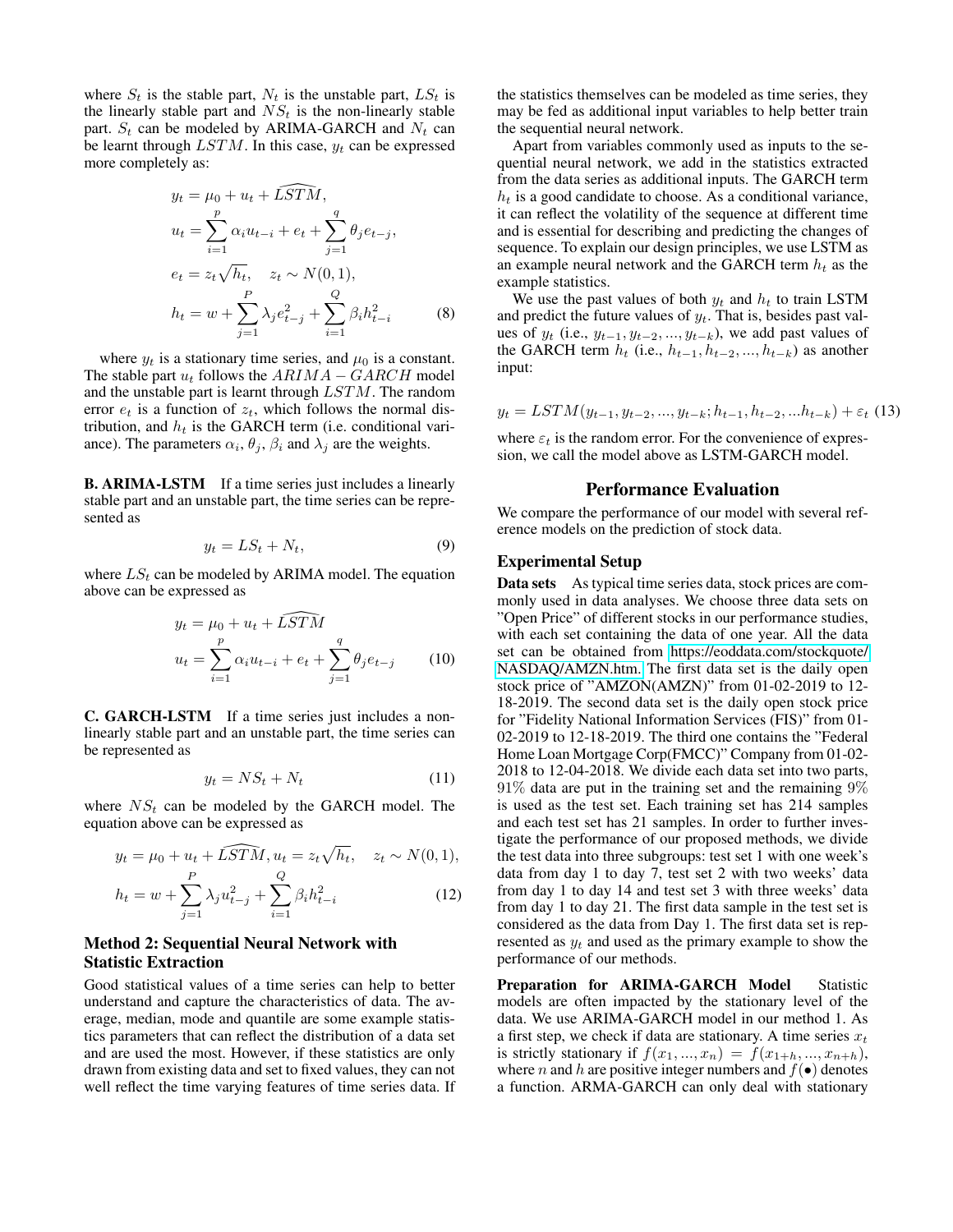where $S_t$ is the stable part, $N_t$ is the unstable part, $LS_t$ is the linearly stable part and $NS_t$ is the non-linearly stable part. $S_t$ can be modeled by ARIMA-GARCH and $N_t$ can be learnt through $LSTM$. In this case, $y_t$ can be expressed more completely as:

$$
\begin{aligned}
y_t &= \mu_0 + u_t + \widehat{LSTM}, \\
u_t &= \sum_{i=1}^{p} \alpha_i u_{t-i} + e_t + \sum_{j=1}^{q} \theta_j e_{t-j}, \\
e_t &= z_t \sqrt{h_t}, \quad z_t \sim N(0,1), \\
h_t &= w + \sum_{j=1}^{P} \lambda_j e_{t-j}^2 + \sum_{i=1}^{Q} \beta_i h_{t-i}^2
\end{aligned} \tag{8}
$$

where $y_t$ is a stationary time series, and $\mu_0$ is a constant. The stable part $u_t$ follows the $ARIMA-GARCH$ model and the unstable part is learnt through $LSTM$. The random error $e_t$ is a function of $z_t$, which follows the normal distribution, and $h_t$ is the GARCH term (i.e. conditional variance). The parameters $\alpha_i$, $\theta_j$, $\beta_i$ and $\lambda_j$ are the weights.

**B. ARIMA-LSTM** If a time series just includes a linearly stable part and an unstable part, the time series can be represented as

$$
y_t = LS_t + N_t, \tag{9}
$$

where $LS_t$ can be modeled by ARIMA model. The equation above can be expressed as

$$
\begin{aligned}
y_t &= \mu_0 + u_t + \widehat{LSTM} \\
u_t &= \sum_{i=1}^{p} \alpha_i u_{t-i} + e_t + \sum_{j=1}^{q} \theta_j e_{t-j}
\end{aligned} \tag{10}
$$

**C. GARCH-LSTM** If a time series just includes a non-linearly stable part and an unstable part, the time series can be represented as

$$
y_t = NS_t + N_t \tag{11}
$$

where $NS_t$ can be modeled by the GARCH model. The equation above can be expressed as

$$
\begin{aligned}
y_t &= \mu_0 + u_t + \widehat{LSTM}, u_t = z_t \sqrt{h_t}, \quad z_t \sim N(0,1), \\
h_t &= w + \sum_{j=1}^{P} \lambda_j u_{t-j}^2 + \sum_{i=1}^{Q} \beta_i h_{t-i}^2
\end{aligned} \tag{12}
$$

## Method 2: Sequential Neural Network with Statistic Extraction

Good statistical values of a time series can help to better understand and capture the characteristics of data. The average, median, mode and quantile are some example statistics parameters that can reflect the distribution of a data set and are used the most. However, if these statistics are only drawn from existing data and set to fixed values, they can not well reflect the time varying features of time series data. If the statistics themselves can be modeled as time series, they may be fed as additional input variables to help better train the sequential neural network.

Apart from variables commonly used as inputs to the sequential neural network, we add in the statistics extracted from the data series as additional inputs. The GARCH term $h_t$ is a good candidate to choose. As a conditional variance, it can reflect the volatility of the sequence at different time and is essential for describing and predicting the changes of sequence. To explain our design principles, we use LSTM as an example neural network and the GARCH term $h_t$ as the example statistics.

We use the past values of both $y_t$ and $h_t$ to train LSTM and predict the future values of $y_t$. That is, besides past values of $y_t$ (i.e., $y_{t-1}, y_{t-2}, ..., y_{t-k}$), we add past values of the GARCH term $h_t$ (i.e., $h_{t-1}, h_{t-2}, ..., h_{t-k}$) as another input:

$$
y_t = LSTM(y_{t-1}, y_{t-2}, ..., y_{t-k}; h_{t-1}, h_{t-2}, ...h_{t-k}) + \varepsilon_t \tag{13}
$$

where $\varepsilon_t$ is the random error. For the convenience of expression, we call the model above as LSTM-GARCH model.

# Performance Evaluation

We compare the performance of our model with several reference models on the prediction of stock data.

## Experimental Setup

**Data sets** As typical time series data, stock prices are commonly used in data analyses. We choose three data sets on "Open Price" of different stocks in our performance studies, with each set containing the data of one year. All the data set can be obtained from https://eoddata.com/stockquote/NASDAQ/AMZN.htm. The first data set is the daily open stock price of "AMZON(AMZN)" from 01-02-2019 to 12-18-2019. The second data set is the daily open stock price for "Fidelity National Information Services (FIS)" from 01-02-2019 to 12-18-2019. The third one contains the "Federal Home Loan Mortgage Corp(FMCC)" Company from 01-02-2018 to 12-04-2018. We divide each data set into two parts, 91% data are put in the training set and the remaining 9% is used as the test set. Each training set has 214 samples and each test set has 21 samples. In order to further investigate the performance of our proposed methods, we divide the test data into three subgroups: test set 1 with one week's data from day 1 to day 7, test set 2 with two weeks' data from day 1 to day 14 and test set 3 with three weeks' data from day 1 to day 21. The first data sample in the test set is considered as the data from Day 1. The first data set is represented as $y_t$ and used as the primary example to show the performance of our methods.

**Preparation for ARIMA-GARCH Model** Statistic models are often impacted by the stationary level of the data. We use ARIMA-GARCH model in our method 1. As a first step, we check if data are stationary. A time series $x_t$ is strictly stationary if $f(x_1, ..., x_n) = f(x_{1+h}, ..., x_{n+h})$, where $n$ and $h$ are positive integer numbers and $f(\bullet)$ denotes a function. ARMA-GARCH can only deal with stationary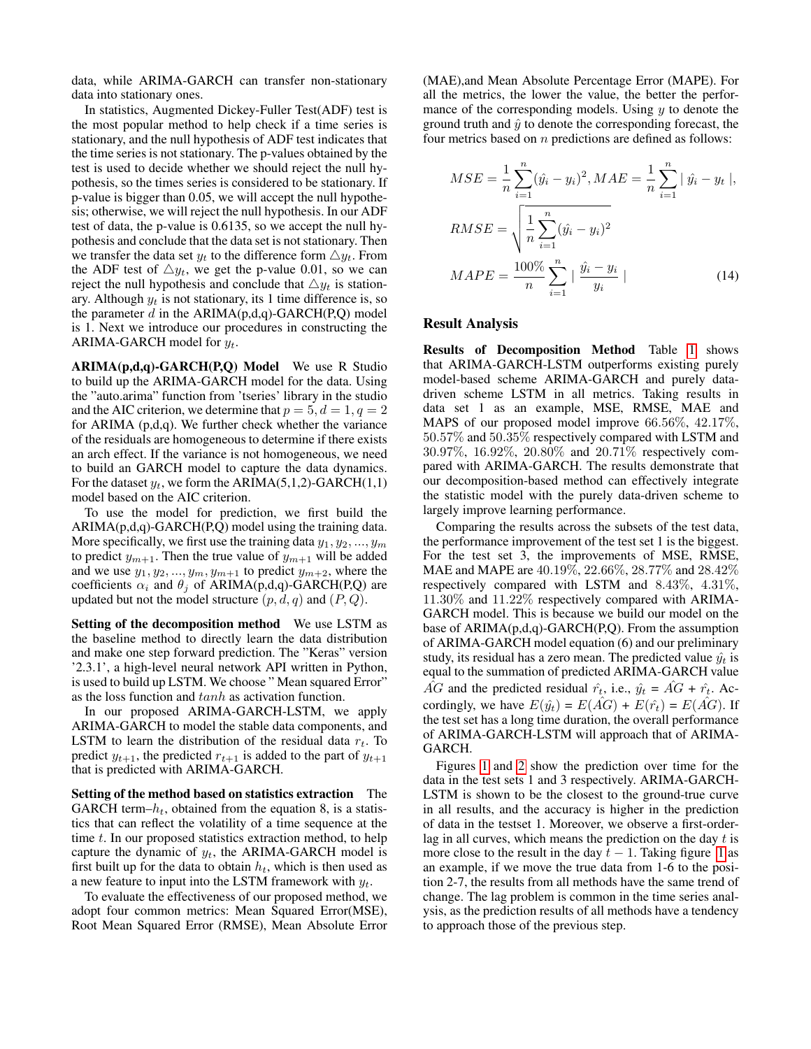data, while ARIMA-GARCH can transfer non-stationary data into stationary ones.

In statistics, Augmented Dickey-Fuller Test(ADF) test is the most popular method to help check if a time series is stationary, and the null hypothesis of ADF test indicates that the time series is not stationary. The p-values obtained by the test is used to decide whether we should reject the null hypothesis, so the times series is considered to be stationary. If p-value is bigger than 0.05, we will accept the null hypothesis; otherwise, we will reject the null hypothesis. In our ADF test of data, the p-value is 0.6135, so we accept the null hypothesis and conclude that the data set is not stationary. Then we transfer the data set $y_t$ to the difference form $\triangle y_t$. From the ADF test of $\triangle y_t$, we get the p-value 0.01, so we can reject the null hypothesis and conclude that $\triangle y_t$ is stationary. Although $y_t$ is not stationary, its 1 time difference is, so the parameter $d$ in the ARIMA(p,d,q)-GARCH(P,Q) model is 1. Next we introduce our procedures in constructing the ARIMA-GARCH model for $y_t$.

**ARIMA(p,d,q)-GARCH(P,Q) Model** We use R Studio to build up the ARIMA-GARCH model for the data. Using the "auto.arima" function from 'tseries' library in the studio and the AIC criterion, we determine that $p = 5, d = 1, q = 2$ for ARIMA (p,d,q). We further check whether the variance of the residuals are homogeneous to determine if there exists an arch effect. If the variance is not homogeneous, we need to build an GARCH model to capture the data dynamics. For the dataset $y_t$, we form the ARIMA(5,1,2)-GARCH(1,1) model based on the AIC criterion.

To use the model for prediction, we first build the ARIMA(p,d,q)-GARCH(P,Q) model using the training data. More specifically, we first use the training data $y_1, y_2, ..., y_m$ to predict $y_{m+1}$. Then the true value of $y_{m+1}$ will be added and we use $y_1, y_2, ..., y_m, y_{m+1}$ to predict $y_{m+2}$, where the coefficients $\alpha_i$ and $\theta_j$ of ARIMA(p,d,q)-GARCH(P,Q) are updated but not the model structure $(p, d, q)$ and $(P, Q)$.

**Setting of the decomposition method** We use LSTM as the baseline method to directly learn the data distribution and make one step forward prediction. The "Keras" version '2.3.1', a high-level neural network API written in Python, is used to build up LSTM. We choose " Mean squared Error" as the loss function and $tanh$ as activation function.

In our proposed ARIMA-GARCH-LSTM, we apply ARIMA-GARCH to model the stable data components, and LSTM to learn the distribution of the residual data $r_t$. To predict $y_{t+1}$, the predicted $r_{t+1}$ is added to the part of $y_{t+1}$ that is predicted with ARIMA-GARCH.

**Setting of the method based on statistics extraction** The GARCH term–$h_t$, obtained from the equation 8, is a statistics that can reflect the volatility of a time sequence at the time $t$. In our proposed statistics extraction method, to help capture the dynamic of $y_t$, the ARIMA-GARCH model is first built up for the data to obtain $h_t$, which is then used as a new feature to input into the LSTM framework with $y_t$.

To evaluate the effectiveness of our proposed method, we adopt four common metrics: Mean Squared Error(MSE), Root Mean Squared Error (RMSE), Mean Absolute Error (MAE),and Mean Absolute Percentage Error (MAPE). For all the metrics, the lower the value, the better the performance of the corresponding models. Using $y$ to denote the ground truth and $\hat{y}$ to denote the corresponding forecast, the four metrics based on $n$ predictions are defined as follows:

$$MSE = \frac{1}{n}\sum_{i=1}^{n}(\hat{y}_i - y_i)^2, MAE = \frac{1}{n}\sum_{i=1}^{n} \mid \hat{y}_i - y_t \mid,$$

$$RMSE = \sqrt{\frac{1}{n}\sum_{i=1}^{n}(\hat{y}_i - y_i)^2}$$

$$MAPE = \frac{100\%}{n}\sum_{i=1}^{n} \mid \frac{\hat{y}_i - y_i}{y_i} \mid \tag{14}$$

## Result Analysis

**Results of Decomposition Method** Table 1 shows that ARIMA-GARCH-LSTM outperforms existing purely model-based scheme ARIMA-GARCH and purely data-driven scheme LSTM in all metrics. Taking results in data set 1 as an example, MSE, RMSE, MAE and MAPS of our proposed model improve 66.56%, 42.17%, 50.57% and 50.35% respectively compared with LSTM and 30.97%, 16.92%, 20.80% and 20.71% respectively compared with ARIMA-GARCH. The results demonstrate that our decomposition-based method can effectively integrate the statistic model with the purely data-driven scheme to largely improve learning performance.

Comparing the results across the subsets of the test data, the performance improvement of the test set 1 is the biggest. For the test set 3, the improvements of MSE, RMSE, MAE and MAPE are 40.19%, 22.66%, 28.77% and 28.42% respectively compared with LSTM and 8.43%, 4.31%, 11.30% and 11.22% respectively compared with ARIMA-GARCH model. This is because we build our model on the base of ARIMA(p,d,q)-GARCH(P,Q). From the assumption of ARIMA-GARCH model equation (6) and our preliminary study, its residual has a zero mean. The predicted value $\hat{y}_t$ is equal to the summation of predicted ARIMA-GARCH value $\hat{AG}$ and the predicted residual $\hat{r}_t$, i.e., $\hat{y}_t = \hat{AG} + \hat{r}_t$. Accordingly, we have $E(\hat{y}_t) = E(\hat{AG}) + E(\hat{r}_t) = E(\hat{AG})$. If the test set has a long time duration, the overall performance of ARIMA-GARCH-LSTM will approach that of ARIMA-GARCH.

Figures 1 and 2 show the prediction over time for the data in the test sets 1 and 3 respectively. ARIMA-GARCH-LSTM is shown to be the closest to the ground-true curve in all results, and the accuracy is higher in the prediction of data in the testset 1. Moreover, we observe a first-order-lag in all curves, which means the prediction on the day $t$ is more close to the result in the day $t - 1$. Taking figure 1 as an example, if we move the true data from 1-6 to the position 2-7, the results from all methods have the same trend of change. The lag problem is common in the time series analysis, as the prediction results of all methods have a tendency to approach those of the previous step.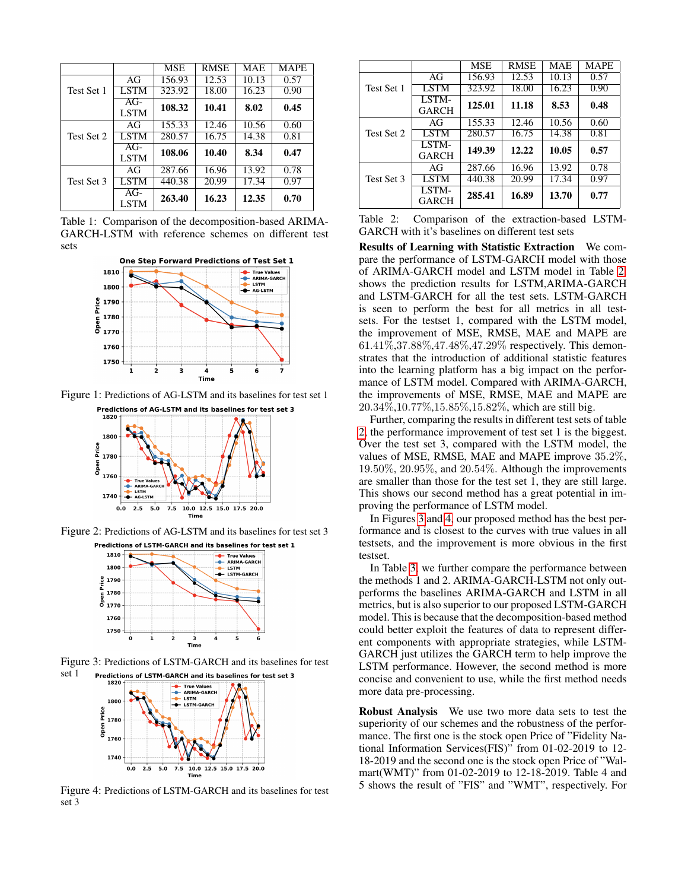|  |  | MSE | RMSE | MAE | MAPE |
|---|---|---|---|---|---|
| Test Set 1 | AG | 156.93 | 12.53 | 10.13 | 0.57 |
|  | LSTM | 323.92 | 18.00 | 16.23 | 0.90 |
|  | AG-LSTM | **108.32** | **10.41** | **8.02** | **0.45** |
| Test Set 2 | AG | 155.33 | 12.46 | 10.56 | 0.60 |
|  | LSTM | 280.57 | 16.75 | 14.38 | 0.81 |
|  | AG-LSTM | **108.06** | **10.40** | **8.34** | **0.47** |
| Test Set 3 | AG | 287.66 | 16.96 | 13.92 | 0.78 |
|  | LSTM | 440.38 | 20.99 | 17.34 | 0.97 |
|  | AG-LSTM | **263.40** | **16.23** | **12.35** | **0.70** |

Table 1: Comparison of the decomposition-based ARIMA-GARCH-LSTM with reference schemes on different test sets

Figure 1: Predictions of AG-LSTM and its baselines for test set 1

Figure 2: Predictions of AG-LSTM and its baselines for test set 3

Figure 3: Predictions of LSTM-GARCH and its baselines for test set 1

Figure 4: Predictions of LSTM-GARCH and its baselines for test set 3

|  |  | MSE | RMSE | MAE | MAPE |
|---|---|---|---|---|---|
| Test Set 1 | AG | 156.93 | 12.53 | 10.13 | 0.57 |
|  | LSTM | 323.92 | 18.00 | 16.23 | 0.90 |
|  | LSTM-GARCH | **125.01** | **11.18** | **8.53** | **0.48** |
| Test Set 2 | AG | 155.33 | 12.46 | 10.56 | 0.60 |
|  | LSTM | 280.57 | 16.75 | 14.38 | 0.81 |
|  | LSTM-GARCH | **149.39** | **12.22** | **10.05** | **0.57** |
| Test Set 3 | AG | 287.66 | 16.96 | 13.92 | 0.78 |
|  | LSTM | 440.38 | 20.99 | 17.34 | 0.97 |
|  | LSTM-GARCH | **285.41** | **16.89** | **13.70** | **0.77** |

Table 2: Comparison of the extraction-based LSTM-GARCH with it's baselines on different test sets

**Results of Learning with Statistic Extraction** We compare the performance of LSTM-GARCH model with those of ARIMA-GARCH model and LSTM model in Table 2. shows the prediction results for LSTM,ARIMA-GARCH and LSTM-GARCH for all the test sets. LSTM-GARCH is seen to perform the best for all metrics in all testsets. For the testset 1, compared with the LSTM model, the improvement of MSE, RMSE, MAE and MAPE are $61.41\%$,$37.88\%$,$47.48\%$,$47.29\%$ respectively. This demonstrates that the introduction of additional statistic features into the learning platform has a big impact on the performance of LSTM model. Compared with ARIMA-GARCH, the improvements of MSE, RMSE, MAE and MAPE are $20.34\%$,$10.77\%$,$15.85\%$,$15.82\%$, which are still big.

Further, comparing the results in different test sets of table 2, the performance improvement of test set 1 is the biggest. Over the test set 3, compared with the LSTM model, the values of MSE, RMSE, MAE and MAPE improve $35.2\%$, $19.50\%$, $20.95\%$, and $20.54\%$. Although the improvements are smaller than those for the test set 1, they are still large. This shows our second method has a great potential in improving the performance of LSTM model.

In Figures 3 and 4, our proposed method has the best performance and is closest to the curves with true values in all testsets, and the improvement is more obvious in the first testset.

In Table 3, we further compare the performance between the methods 1 and 2. ARIMA-GARCH-LSTM not only outperforms the baselines ARIMA-GARCH and LSTM in all metrics, but is also superior to our proposed LSTM-GARCH model. This is because that the decomposition-based method could better exploit the features of data to represent different components with appropriate strategies, while LSTM-GARCH just utilizes the GARCH term to help improve the LSTM performance. However, the second method is more concise and convenient to use, while the first method needs more data pre-processing.

**Robust Analysis** We use two more data sets to test the superiority of our schemes and the robustness of the performance. The first one is the stock open Price of "Fidelity National Information Services(FIS)" from 01-02-2019 to 12-18-2019 and the second one is the stock open Price of "Walmart(WMT)" from 01-02-2019 to 12-18-2019. Table 4 and 5 shows the result of "FIS" and "WMT", respectively. For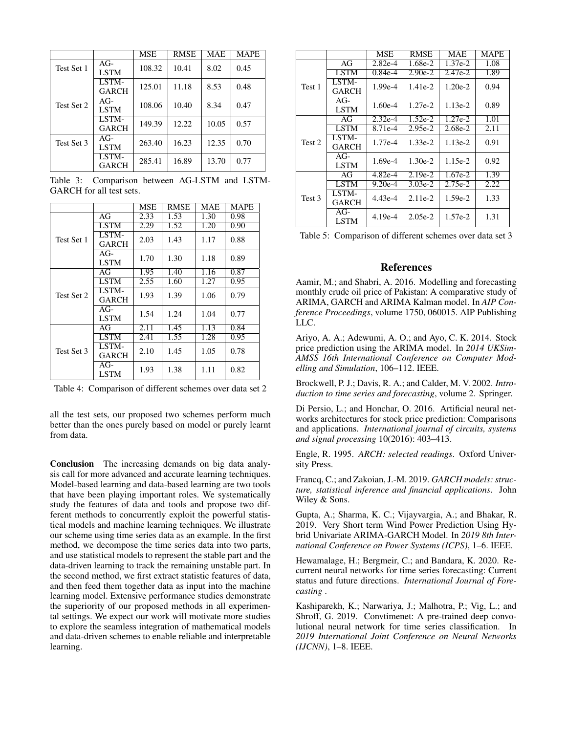|  |  | MSE | RMSE | MAE | MAPE |
|---|---|---|---|---|---|
| Test Set 1 | AG-LSTM | 108.32 | 10.41 | 8.02 | 0.45 |
|  | LSTM-GARCH | 125.01 | 11.18 | 8.53 | 0.48 |
| Test Set 2 | AG-LSTM | 108.06 | 10.40 | 8.34 | 0.47 |
|  | LSTM-GARCH | 149.39 | 12.22 | 10.05 | 0.57 |
| Test Set 3 | AG-LSTM | 263.40 | 16.23 | 12.35 | 0.70 |
|  | LSTM-GARCH | 285.41 | 16.89 | 13.70 | 0.77 |

Table 3: Comparison between AG-LSTM and LSTM-GARCH for all test sets.

|  |  | MSE | RMSE | MAE | MAPE |
|---|---|---|---|---|---|
| Test Set 1 | AG | 2.33 | 1.53 | 1.30 | 0.98 |
|  | LSTM | 2.29 | 1.52 | 1.20 | 0.90 |
|  | LSTM-GARCH | 2.03 | 1.43 | 1.17 | 0.88 |
|  | AG-LSTM | 1.70 | 1.30 | 1.18 | 0.89 |
| Test Set 2 | AG | 1.95 | 1.40 | 1.16 | 0.87 |
|  | LSTM | 2.55 | 1.60 | 1.27 | 0.95 |
|  | LSTM-GARCH | 1.93 | 1.39 | 1.06 | 0.79 |
|  | AG-LSTM | 1.54 | 1.24 | 1.04 | 0.77 |
| Test Set 3 | AG | 2.11 | 1.45 | 1.13 | 0.84 |
|  | LSTM | 2.41 | 1.55 | 1.28 | 0.95 |
|  | LSTM-GARCH | 2.10 | 1.45 | 1.05 | 0.78 |
|  | AG-LSTM | 1.93 | 1.38 | 1.11 | 0.82 |

Table 4: Comparison of different schemes over data set 2

all the test sets, our proposed two schemes perform much better than the ones purely based on model or purely learnt from data.

**Conclusion** The increasing demands on big data analysis call for more advanced and accurate learning techniques. Model-based learning and data-based learning are two tools that have been playing important roles. We systematically study the features of data and tools and propose two different methods to concurrently exploit the powerful statistical models and machine learning techniques. We illustrate our scheme using time series data as an example. In the first method, we decompose the time series data into two parts, and use statistical models to represent the stable part and the data-driven learning to track the remaining unstable part. In the second method, we first extract statistic features of data, and then feed them together data as input into the machine learning model. Extensive performance studies demonstrate the superiority of our proposed methods in all experimental settings. We expect our work will motivate more studies to explore the seamless integration of mathematical models and data-driven schemes to enable reliable and interpretable learning.

|  |  | MSE | RMSE | MAE | MAPE |
|---|---|---|---|---|---|
| Test 1 | AG | 2.82e-4 | 1.68e-2 | 1.37e-2 | 1.08 |
|  | LSTM | 0.84e-4 | 2.90e-2 | 2.47e-2 | 1.89 |
|  | LSTM-GARCH | 1.99e-4 | 1.41e-2 | 1.20e-2 | 0.94 |
|  | AG-LSTM | 1.60e-4 | 1.27e-2 | 1.13e-2 | 0.89 |
| Test 2 | AG | 2.32e-4 | 1.52e-2 | 1.27e-2 | 1.01 |
|  | LSTM | 8.71e-4 | 2.95e-2 | 2.68e-2 | 2.11 |
|  | LSTM-GARCH | 1.77e-4 | 1.33e-2 | 1.13e-2 | 0.91 |
|  | AG-LSTM | 1.69e-4 | 1.30e-2 | 1.15e-2 | 0.92 |
| Test 3 | AG | 4.82e-4 | 2.19e-2 | 1.67e-2 | 1.39 |
|  | LSTM | 9.20e-4 | 3.03e-2 | 2.75e-2 | 2.22 |
|  | LSTM-GARCH | 4.43e-4 | 2.11e-2 | 1.59e-2 | 1.33 |
|  | AG-LSTM | 4.19e-4 | 2.05e-2 | 1.57e-2 | 1.31 |

Table 5: Comparison of different schemes over data set 3

## References

Aamir, M.; and Shabri, A. 2016. Modelling and forecasting monthly crude oil price of Pakistan: A comparative study of ARIMA, GARCH and ARIMA Kalman model. In *AIP Conference Proceedings*, volume 1750, 060015. AIP Publishing LLC.

Ariyo, A. A.; Adewumi, A. O.; and Ayo, C. K. 2014. Stock price prediction using the ARIMA model. In *2014 UKSim-AMSS 16th International Conference on Computer Modelling and Simulation*, 106–112. IEEE.

Brockwell, P. J.; Davis, R. A.; and Calder, M. V. 2002. *Introduction to time series and forecasting*, volume 2. Springer.

Di Persio, L.; and Honchar, O. 2016. Artificial neural networks architectures for stock price prediction: Comparisons and applications. *International journal of circuits, systems and signal processing* 10(2016): 403–413.

Engle, R. 1995. *ARCH: selected readings*. Oxford University Press.

Francq, C.; and Zakoian, J.-M. 2019. *GARCH models: structure, statistical inference and financial applications*. John Wiley & Sons.

Gupta, A.; Sharma, K. C.; Vijayvargia, A.; and Bhakar, R. 2019. Very Short term Wind Power Prediction Using Hybrid Univariate ARIMA-GARCH Model. In *2019 8th International Conference on Power Systems (ICPS)*, 1–6. IEEE.

Hewamalage, H.; Bergmeir, C.; and Bandara, K. 2020. Recurrent neural networks for time series forecasting: Current status and future directions. *International Journal of Forecasting* .

Kashiparekh, K.; Narwariya, J.; Malhotra, P.; Vig, L.; and Shroff, G. 2019. Convtimenet: A pre-trained deep convolutional neural network for time series classification. In *2019 International Joint Conference on Neural Networks (IJCNN)*, 1–8. IEEE.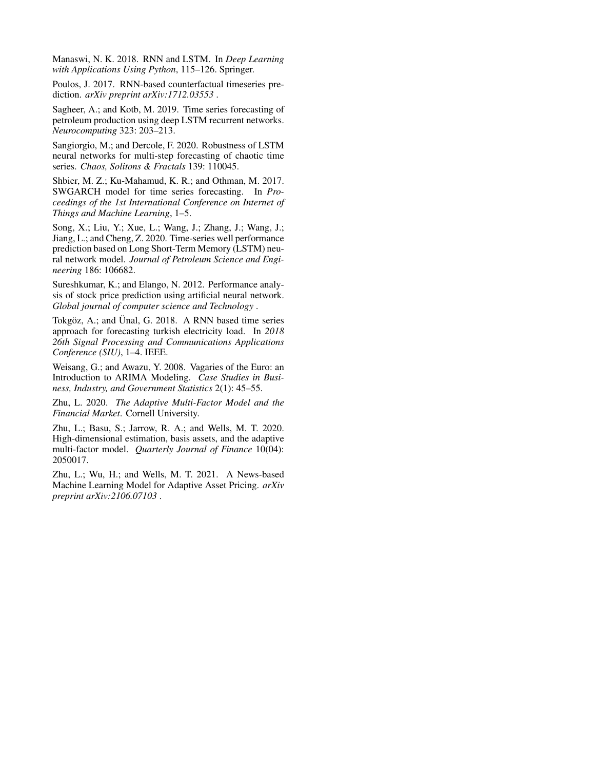Manaswi, N. K. 2018. RNN and LSTM. In *Deep Learning with Applications Using Python*, 115–126. Springer.

Poulos, J. 2017. RNN-based counterfactual timeseries prediction. *arXiv preprint arXiv:1712.03553* .

Sagheer, A.; and Kotb, M. 2019. Time series forecasting of petroleum production using deep LSTM recurrent networks. *Neurocomputing* 323: 203–213.

Sangiorgio, M.; and Dercole, F. 2020. Robustness of LSTM neural networks for multi-step forecasting of chaotic time series. *Chaos, Solitons & Fractals* 139: 110045.

Shbier, M. Z.; Ku-Mahamud, K. R.; and Othman, M. 2017. SWGARCH model for time series forecasting. In *Proceedings of the 1st International Conference on Internet of Things and Machine Learning*, 1–5.

Song, X.; Liu, Y.; Xue, L.; Wang, J.; Zhang, J.; Wang, J.; Jiang, L.; and Cheng, Z. 2020. Time-series well performance prediction based on Long Short-Term Memory (LSTM) neural network model. *Journal of Petroleum Science and Engineering* 186: 106682.

Sureshkumar, K.; and Elango, N. 2012. Performance analysis of stock price prediction using artificial neural network. *Global journal of computer science and Technology* .

Tokgöz, A.; and Ünal, G. 2018. A RNN based time series approach for forecasting turkish electricity load. In *2018 26th Signal Processing and Communications Applications Conference (SIU)*, 1–4. IEEE.

Weisang, G.; and Awazu, Y. 2008. Vagaries of the Euro: an Introduction to ARIMA Modeling. *Case Studies in Business, Industry, and Government Statistics* 2(1): 45–55.

Zhu, L. 2020. *The Adaptive Multi-Factor Model and the Financial Market*. Cornell University.

Zhu, L.; Basu, S.; Jarrow, R. A.; and Wells, M. T. 2020. High-dimensional estimation, basis assets, and the adaptive multi-factor model. *Quarterly Journal of Finance* 10(04): 2050017.

Zhu, L.; Wu, H.; and Wells, M. T. 2021. A News-based Machine Learning Model for Adaptive Asset Pricing. *arXiv preprint arXiv:2106.07103* .